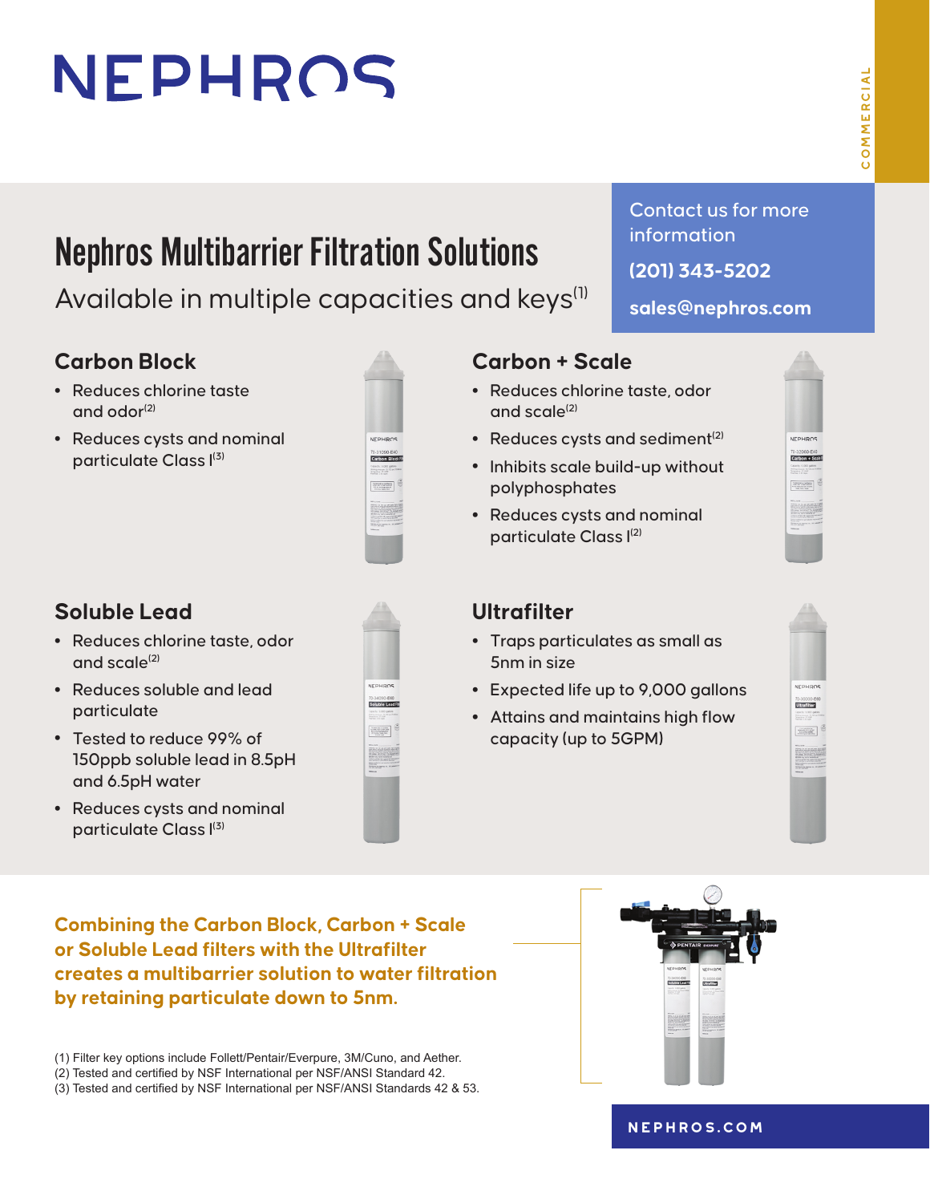NEPHROS

COMMERCIAL

# Nephros Multibarrier Filtration Solutions

Available in multiple capacities and keys[1]

Contact us for more information

**(201) 343-5202**

**sales@nephros.com**

## Carbon Block

- Reduces chlorine taste and odor[2]
- Reduces cysts and nominal particulate Class I[3]

## Carbon + Scale

- Reduces chlorine taste, odor and scale[2]
- Reduces cysts and sediment[2]
- Inhibits scale build-up without polyphosphates
- Reduces cysts and nominal particulate Class I[2]

## Soluble Lead

- Reduces chlorine taste, odor and scale[2]
- Reduces soluble and lead particulate
- Tested to reduce 99% of 150ppb soluble lead in 8.5pH and 6.5pH water
- Reduces cysts and nominal particulate Class I[3]

## Ultrafilter

- Traps particulates as small as 5nm in size
- Expected life up to 9,000 gallons
- Attains and maintains high flow capacity (up to 5GPM)

**Combining the Carbon Block, Carbon + Scale or Soluble Lead filters with the Ultrafilter creates a multibarrier solution to water filtration by retaining particulate down to 5nm.**

(1) Filter key options include Follett/Pentair/Everpure, 3M/Cuno, and Aether.
(2) Tested and certified by NSF International per NSF/ANSI Standard 42.
(3) Tested and certified by NSF International per NSF/ANSI Standards 42 & 53.

NEPHROS.COM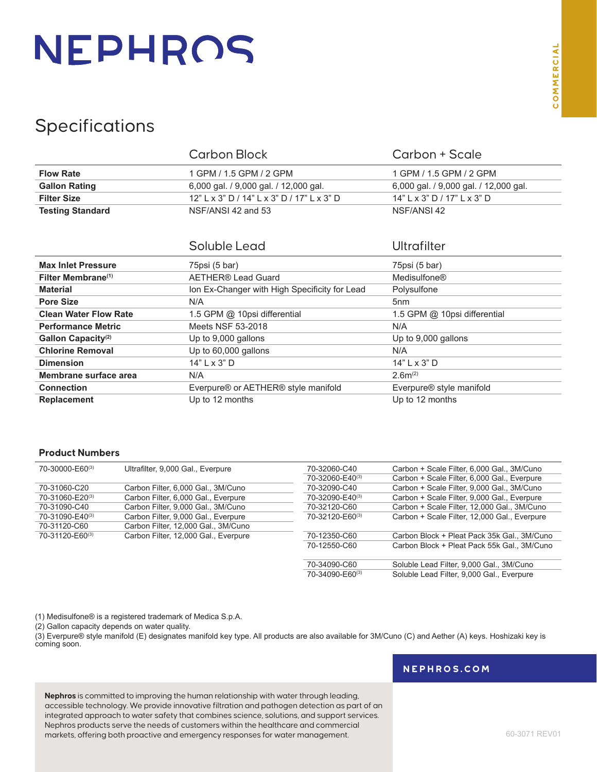NEPHROS

COMMERCIAL

# Specifications

| | Carbon Block | Carbon + Scale |
|---|---|---|
| **Flow Rate** | 1 GPM / 1.5 GPM / 2 GPM | 1 GPM / 1.5 GPM / 2 GPM |
| **Gallon Rating** | 6,000 gal. / 9,000 gal. / 12,000 gal. | 6,000 gal. / 9,000 gal. / 12,000 gal. |
| **Filter Size** | 12" L x 3" D / 14" L x 3" D / 17" L x 3" D | 14" L x 3" D / 17" L x 3" D |
| **Testing Standard** | NSF/ANSI 42 and 53 | NSF/ANSI 42 |

| | Soluble Lead | Ultrafilter |
|---|---|---|
| **Max Inlet Pressure** | 75psi (5 bar) | 75psi (5 bar) |
| **Filter Membrane**(1) | AETHER® Lead Guard | Medisulfone® |
| **Material** | Ion Ex-Changer with High Specificity for Lead | Polysulfone |
| **Pore Size** | N/A | 5nm |
| **Clean Water Flow Rate** | 1.5 GPM @ 10psi differential | 1.5 GPM @ 10psi differential |
| **Performance Metric** | Meets NSF 53-2018 | N/A |
| **Gallon Capacity**(2) | Up to 9,000 gallons | Up to 9,000 gallons |
| **Chlorine Removal** | Up to 60,000 gallons | N/A |
| **Dimension** | 14" L x 3" D | 14" L x 3" D |
| **Membrane surface area** | N/A | $2.6m^2$ |
| **Connection** | Everpure® or AETHER® style manifold | Everpure® style manifold |
| **Replacement** | Up to 12 months | Up to 12 months |

### Product Numbers

| | |
|---|---|
| 70-30000-E60(3) | Ultrafilter, 9,000 Gal., Everpure |
| 70-31060-C20 | Carbon Filter, 6,000 Gal., 3M/Cuno |
| 70-31060-E20(3) | Carbon Filter, 6,000 Gal., Everpure |
| 70-31090-C40 | Carbon Filter, 9,000 Gal., 3M/Cuno |
| 70-31090-E40(3) | Carbon Filter, 9,000 Gal., Everpure |
| 70-31120-C60 | Carbon Filter, 12,000 Gal., 3M/Cuno |
| 70-31120-E60(3) | Carbon Filter, 12,000 Gal., Everpure |
| 70-32060-C40 | Carbon + Scale Filter, 6,000 Gal., 3M/Cuno |
| 70-32060-E40(3) | Carbon + Scale Filter, 6,000 Gal., Everpure |
| 70-32090-C40 | Carbon + Scale Filter, 9,000 Gal., 3M/Cuno |
| 70-32090-E40(3) | Carbon + Scale Filter, 9,000 Gal., Everpure |
| 70-32120-C60 | Carbon + Scale Filter, 12,000 Gal., 3M/Cuno |
| 70-32120-E60(3) | Carbon + Scale Filter, 12,000 Gal., Everpure |
| 70-12350-C60 | Carbon Block + Pleat Pack 35k Gal., 3M/Cuno |
| 70-12550-C60 | Carbon Block + Pleat Pack 55k Gal., 3M/Cuno |
| 70-34090-C60 | Soluble Lead Filter, 9,000 Gal., 3M/Cuno |
| 70-34090-E60(3) | Soluble Lead Filter, 9,000 Gal., Everpure |

(1) Medisulfone® is a registered trademark of Medica S.p.A.
(2) Gallon capacity depends on water quality.
(3) Everpure® style manifold (E) designates manifold key type. All products are also available for 3M/Cuno (C) and Aether (A) keys. Hoshizaki key is coming soon.

NEPHROS.COM

**Nephros** is committed to improving the human relationship with water through leading, accessible technology. We provide innovative filtration and pathogen detection as part of an integrated approach to water safety that combines science, solutions, and support services. Nephros products serve the needs of customers within the healthcare and commercial markets, offering both proactive and emergency responses for water management.

60-3071 REV01